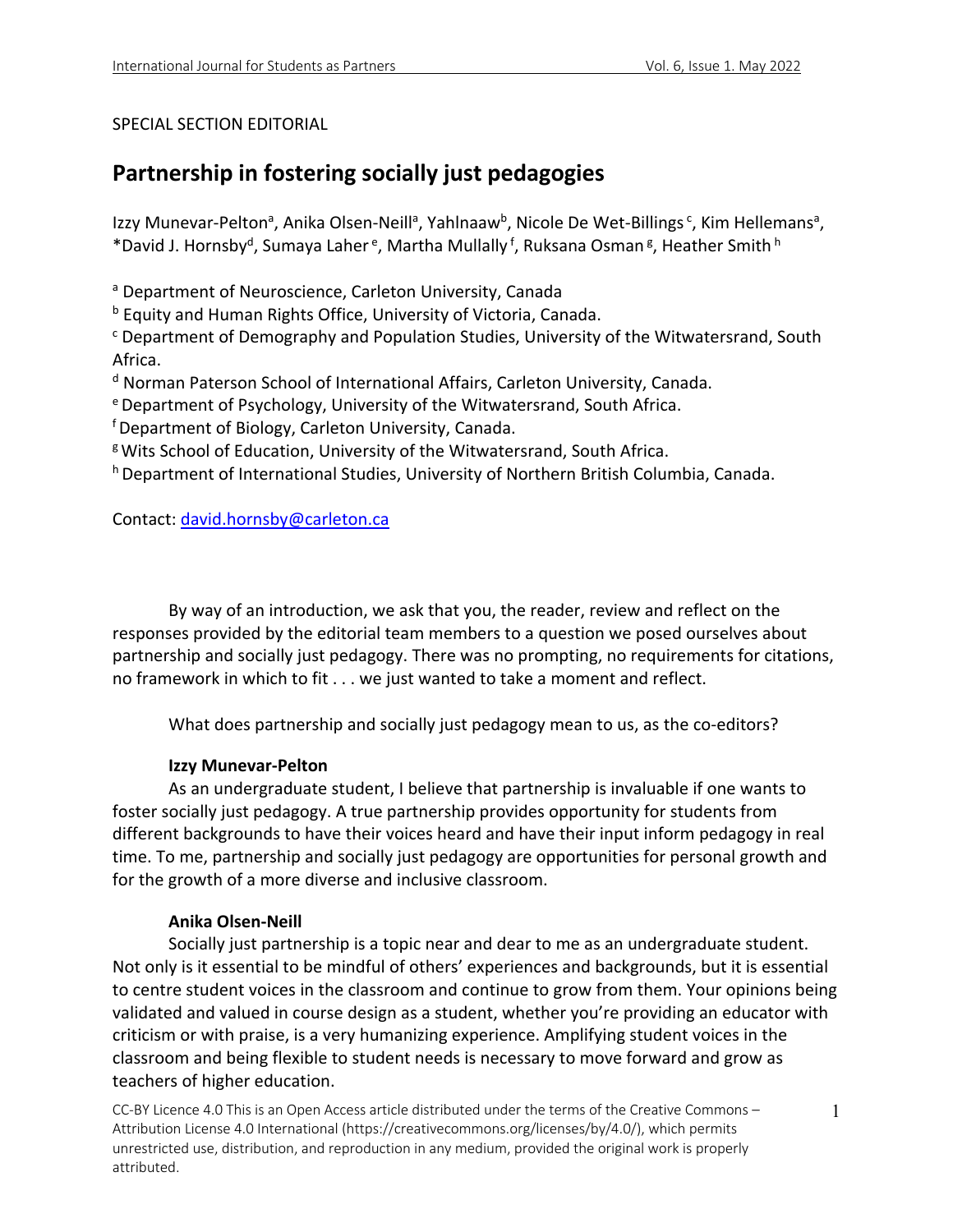SPECIAL SECTION EDITORIAL

# Partnership in fostering socially just pedagogies

Izzy Munevar-Pelton[a], Anika Olsen-Neill[a], Yahlnaaw[b], Nicole De Wet-Billings[c], Kim Hellemans[a], *David J. Hornsby[d], Sumaya Laher[e], Martha Mullally[f], Ruksana Osman[g], Heather Smith[h]

[a] Department of Neuroscience, Carleton University, Canada

[b] Equity and Human Rights Office, University of Victoria, Canada.

[c] Department of Demography and Population Studies, University of the Witwatersrand, South Africa.

[d] Norman Paterson School of International Affairs, Carleton University, Canada.

[e] Department of Psychology, University of the Witwatersrand, South Africa.

[f] Department of Biology, Carleton University, Canada.

[g] Wits School of Education, University of the Witwatersrand, South Africa.

[h] Department of International Studies, University of Northern British Columbia, Canada.

Contact: david.hornsby@carleton.ca

By way of an introduction, we ask that you, the reader, review and reflect on the responses provided by the editorial team members to a question we posed ourselves about partnership and socially just pedagogy. There was no prompting, no requirements for citations, no framework in which to fit . . . we just wanted to take a moment and reflect.

What does partnership and socially just pedagogy mean to us, as the co-editors?

**Izzy Munevar-Pelton**

As an undergraduate student, I believe that partnership is invaluable if one wants to foster socially just pedagogy. A true partnership provides opportunity for students from different backgrounds to have their voices heard and have their input inform pedagogy in real time. To me, partnership and socially just pedagogy are opportunities for personal growth and for the growth of a more diverse and inclusive classroom.

**Anika Olsen-Neill**

Socially just partnership is a topic near and dear to me as an undergraduate student. Not only is it essential to be mindful of others' experiences and backgrounds, but it is essential to centre student voices in the classroom and continue to grow from them. Your opinions being validated and valued in course design as a student, whether you're providing an educator with criticism or with praise, is a very humanizing experience. Amplifying student voices in the classroom and being flexible to student needs is necessary to move forward and grow as teachers of higher education.

CC-BY Licence 4.0 This is an Open Access article distributed under the terms of the Creative Commons – Attribution License 4.0 International (https://creativecommons.org/licenses/by/4.0/), which permits unrestricted use, distribution, and reproduction in any medium, provided the original work is properly attributed.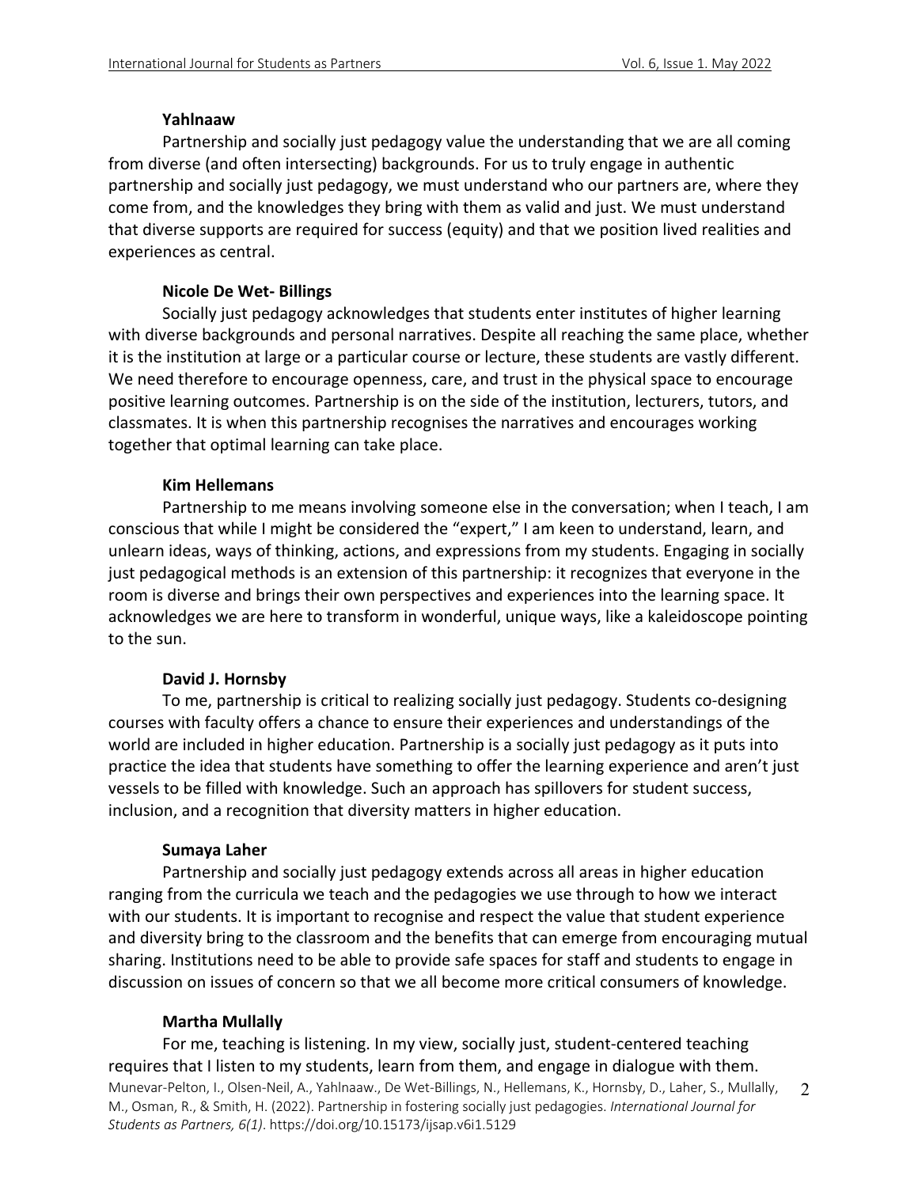**Yahlnaaw**

Partnership and socially just pedagogy value the understanding that we are all coming from diverse (and often intersecting) backgrounds. For us to truly engage in authentic partnership and socially just pedagogy, we must understand who our partners are, where they come from, and the knowledges they bring with them as valid and just. We must understand that diverse supports are required for success (equity) and that we position lived realities and experiences as central.

**Nicole De Wet- Billings**

Socially just pedagogy acknowledges that students enter institutes of higher learning with diverse backgrounds and personal narratives. Despite all reaching the same place, whether it is the institution at large or a particular course or lecture, these students are vastly different. We need therefore to encourage openness, care, and trust in the physical space to encourage positive learning outcomes. Partnership is on the side of the institution, lecturers, tutors, and classmates. It is when this partnership recognises the narratives and encourages working together that optimal learning can take place.

**Kim Hellemans**

Partnership to me means involving someone else in the conversation; when I teach, I am conscious that while I might be considered the "expert," I am keen to understand, learn, and unlearn ideas, ways of thinking, actions, and expressions from my students. Engaging in socially just pedagogical methods is an extension of this partnership: it recognizes that everyone in the room is diverse and brings their own perspectives and experiences into the learning space. It acknowledges we are here to transform in wonderful, unique ways, like a kaleidoscope pointing to the sun.

**David J. Hornsby**

To me, partnership is critical to realizing socially just pedagogy. Students co-designing courses with faculty offers a chance to ensure their experiences and understandings of the world are included in higher education. Partnership is a socially just pedagogy as it puts into practice the idea that students have something to offer the learning experience and aren't just vessels to be filled with knowledge. Such an approach has spillovers for student success, inclusion, and a recognition that diversity matters in higher education.

**Sumaya Laher**

Partnership and socially just pedagogy extends across all areas in higher education ranging from the curricula we teach and the pedagogies we use through to how we interact with our students. It is important to recognise and respect the value that student experience and diversity bring to the classroom and the benefits that can emerge from encouraging mutual sharing. Institutions need to be able to provide safe spaces for staff and students to engage in discussion on issues of concern so that we all become more critical consumers of knowledge.

**Martha Mullally**

For me, teaching is listening. In my view, socially just, student-centered teaching requires that I listen to my students, learn from them, and engage in dialogue with them.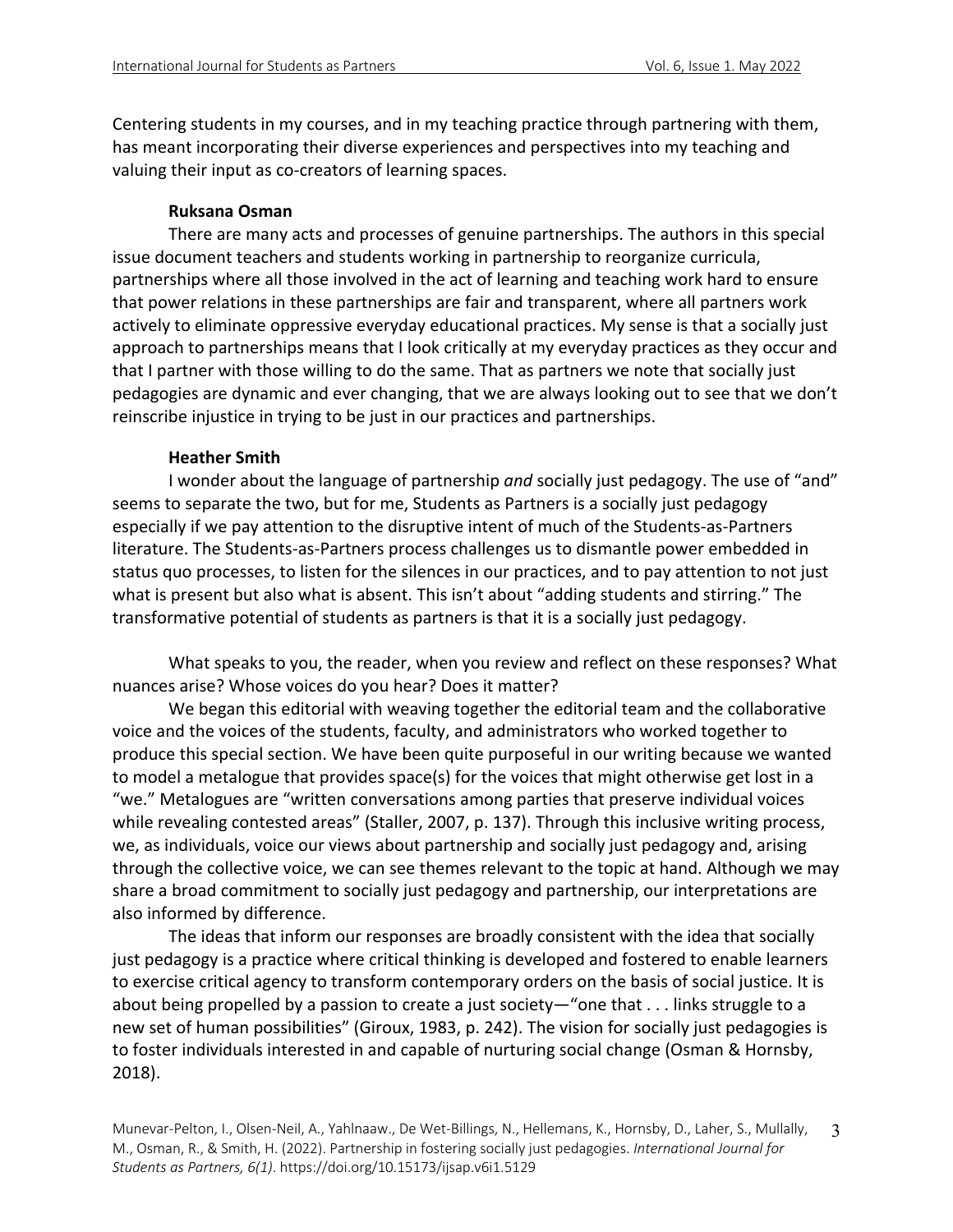Centering students in my courses, and in my teaching practice through partnering with them, has meant incorporating their diverse experiences and perspectives into my teaching and valuing their input as co-creators of learning spaces.

**Ruksana Osman**

There are many acts and processes of genuine partnerships. The authors in this special issue document teachers and students working in partnership to reorganize curricula, partnerships where all those involved in the act of learning and teaching work hard to ensure that power relations in these partnerships are fair and transparent, where all partners work actively to eliminate oppressive everyday educational practices. My sense is that a socially just approach to partnerships means that I look critically at my everyday practices as they occur and that I partner with those willing to do the same. That as partners we note that socially just pedagogies are dynamic and ever changing, that we are always looking out to see that we don't reinscribe injustice in trying to be just in our practices and partnerships.

**Heather Smith**

I wonder about the language of partnership *and* socially just pedagogy. The use of "and" seems to separate the two, but for me, Students as Partners is a socially just pedagogy especially if we pay attention to the disruptive intent of much of the Students-as-Partners literature. The Students-as-Partners process challenges us to dismantle power embedded in status quo processes, to listen for the silences in our practices, and to pay attention to not just what is present but also what is absent. This isn't about "adding students and stirring." The transformative potential of students as partners is that it is a socially just pedagogy.

What speaks to you, the reader, when you review and reflect on these responses? What nuances arise? Whose voices do you hear? Does it matter?

We began this editorial with weaving together the editorial team and the collaborative voice and the voices of the students, faculty, and administrators who worked together to produce this special section. We have been quite purposeful in our writing because we wanted to model a metalogue that provides space(s) for the voices that might otherwise get lost in a "we." Metalogues are "written conversations among parties that preserve individual voices while revealing contested areas" (Staller, 2007, p. 137). Through this inclusive writing process, we, as individuals, voice our views about partnership and socially just pedagogy and, arising through the collective voice, we can see themes relevant to the topic at hand. Although we may share a broad commitment to socially just pedagogy and partnership, our interpretations are also informed by difference.

The ideas that inform our responses are broadly consistent with the idea that socially just pedagogy is a practice where critical thinking is developed and fostered to enable learners to exercise critical agency to transform contemporary orders on the basis of social justice. It is about being propelled by a passion to create a just society—"one that . . . links struggle to a new set of human possibilities" (Giroux, 1983, p. 242). The vision for socially just pedagogies is to foster individuals interested in and capable of nurturing social change (Osman & Hornsby, 2018).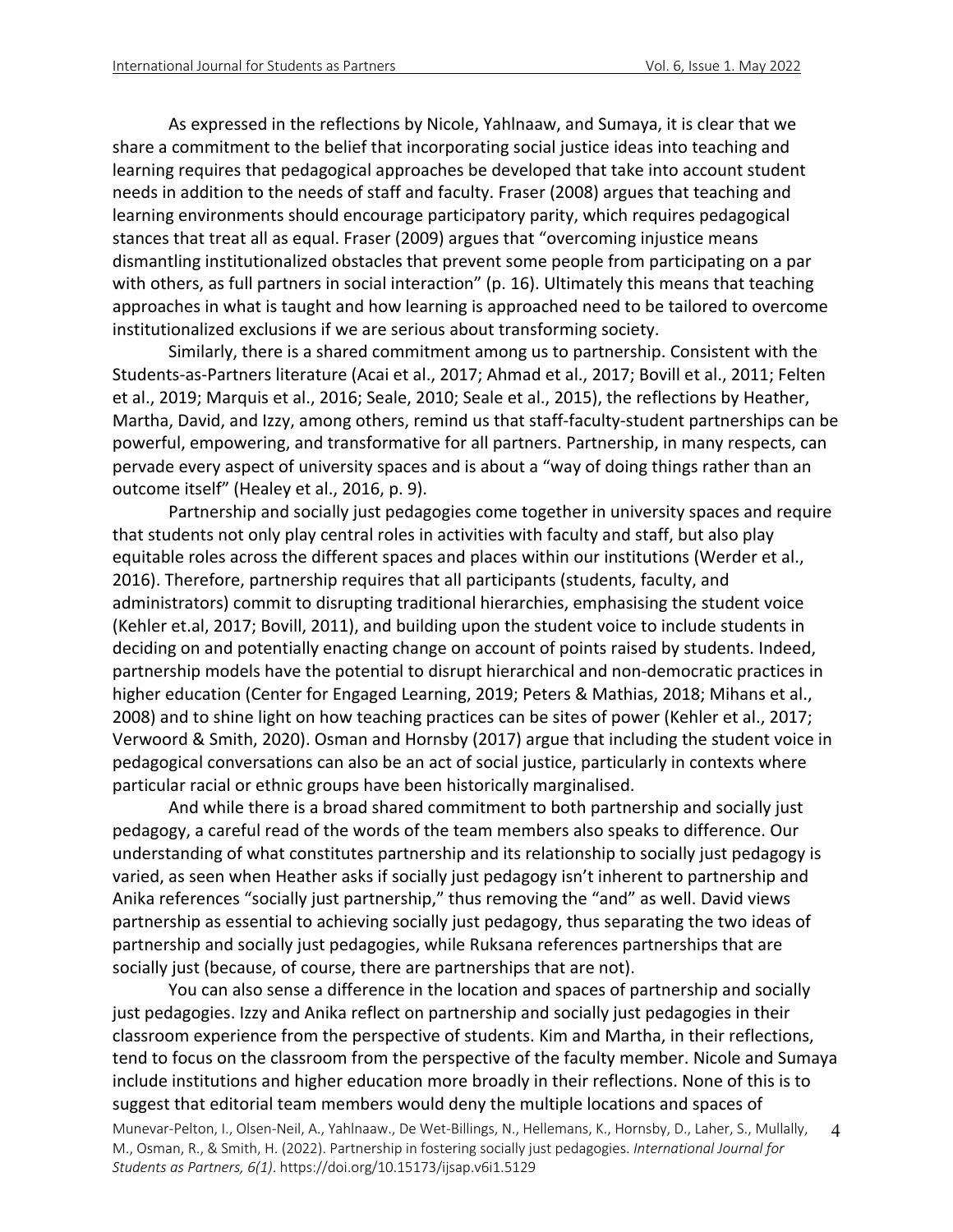As expressed in the reflections by Nicole, Yahlnaaw, and Sumaya, it is clear that we share a commitment to the belief that incorporating social justice ideas into teaching and learning requires that pedagogical approaches be developed that take into account student needs in addition to the needs of staff and faculty. Fraser (2008) argues that teaching and learning environments should encourage participatory parity, which requires pedagogical stances that treat all as equal. Fraser (2009) argues that "overcoming injustice means dismantling institutionalized obstacles that prevent some people from participating on a par with others, as full partners in social interaction" (p. 16). Ultimately this means that teaching approaches in what is taught and how learning is approached need to be tailored to overcome institutionalized exclusions if we are serious about transforming society.

Similarly, there is a shared commitment among us to partnership. Consistent with the Students-as-Partners literature (Acai et al., 2017; Ahmad et al., 2017; Bovill et al., 2011; Felten et al., 2019; Marquis et al., 2016; Seale, 2010; Seale et al., 2015), the reflections by Heather, Martha, David, and Izzy, among others, remind us that staff-faculty-student partnerships can be powerful, empowering, and transformative for all partners. Partnership, in many respects, can pervade every aspect of university spaces and is about a "way of doing things rather than an outcome itself" (Healey et al., 2016, p. 9).

Partnership and socially just pedagogies come together in university spaces and require that students not only play central roles in activities with faculty and staff, but also play equitable roles across the different spaces and places within our institutions (Werder et al., 2016). Therefore, partnership requires that all participants (students, faculty, and administrators) commit to disrupting traditional hierarchies, emphasising the student voice (Kehler et.al, 2017; Bovill, 2011), and building upon the student voice to include students in deciding on and potentially enacting change on account of points raised by students. Indeed, partnership models have the potential to disrupt hierarchical and non-democratic practices in higher education (Center for Engaged Learning, 2019; Peters & Mathias, 2018; Mihans et al., 2008) and to shine light on how teaching practices can be sites of power (Kehler et al., 2017; Verwoord & Smith, 2020). Osman and Hornsby (2017) argue that including the student voice in pedagogical conversations can also be an act of social justice, particularly in contexts where particular racial or ethnic groups have been historically marginalised.

And while there is a broad shared commitment to both partnership and socially just pedagogy, a careful read of the words of the team members also speaks to difference. Our understanding of what constitutes partnership and its relationship to socially just pedagogy is varied, as seen when Heather asks if socially just pedagogy isn't inherent to partnership and Anika references "socially just partnership," thus removing the "and" as well. David views partnership as essential to achieving socially just pedagogy, thus separating the two ideas of partnership and socially just pedagogies, while Ruksana references partnerships that are socially just (because, of course, there are partnerships that are not).

You can also sense a difference in the location and spaces of partnership and socially just pedagogies. Izzy and Anika reflect on partnership and socially just pedagogies in their classroom experience from the perspective of students. Kim and Martha, in their reflections, tend to focus on the classroom from the perspective of the faculty member. Nicole and Sumaya include institutions and higher education more broadly in their reflections. None of this is to suggest that editorial team members would deny the multiple locations and spaces of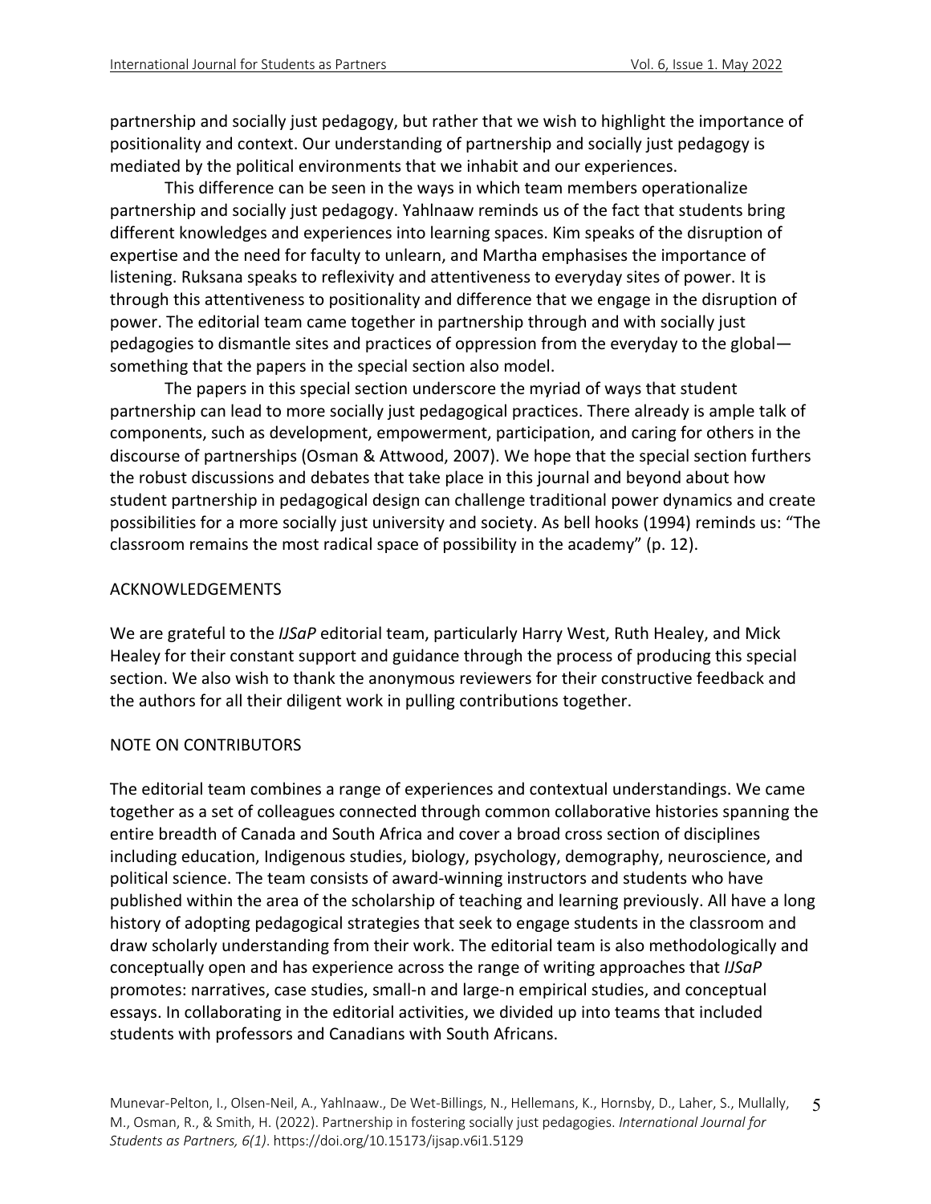partnership and socially just pedagogy, but rather that we wish to highlight the importance of positionality and context. Our understanding of partnership and socially just pedagogy is mediated by the political environments that we inhabit and our experiences.

This difference can be seen in the ways in which team members operationalize partnership and socially just pedagogy. Yahlnaaw reminds us of the fact that students bring different knowledges and experiences into learning spaces. Kim speaks of the disruption of expertise and the need for faculty to unlearn, and Martha emphasises the importance of listening. Ruksana speaks to reflexivity and attentiveness to everyday sites of power. It is through this attentiveness to positionality and difference that we engage in the disruption of power. The editorial team came together in partnership through and with socially just pedagogies to dismantle sites and practices of oppression from the everyday to the global—something that the papers in the special section also model.

The papers in this special section underscore the myriad of ways that student partnership can lead to more socially just pedagogical practices. There already is ample talk of components, such as development, empowerment, participation, and caring for others in the discourse of partnerships (Osman & Attwood, 2007). We hope that the special section furthers the robust discussions and debates that take place in this journal and beyond about how student partnership in pedagogical design can challenge traditional power dynamics and create possibilities for a more socially just university and society. As bell hooks (1994) reminds us: "The classroom remains the most radical space of possibility in the academy" (p. 12).

## ACKNOWLEDGEMENTS

We are grateful to the *IJSaP* editorial team, particularly Harry West, Ruth Healey, and Mick Healey for their constant support and guidance through the process of producing this special section. We also wish to thank the anonymous reviewers for their constructive feedback and the authors for all their diligent work in pulling contributions together.

## NOTE ON CONTRIBUTORS

The editorial team combines a range of experiences and contextual understandings. We came together as a set of colleagues connected through common collaborative histories spanning the entire breadth of Canada and South Africa and cover a broad cross section of disciplines including education, Indigenous studies, biology, psychology, demography, neuroscience, and political science. The team consists of award-winning instructors and students who have published within the area of the scholarship of teaching and learning previously. All have a long history of adopting pedagogical strategies that seek to engage students in the classroom and draw scholarly understanding from their work. The editorial team is also methodologically and conceptually open and has experience across the range of writing approaches that *IJSaP* promotes: narratives, case studies, small-n and large-n empirical studies, and conceptual essays. In collaborating in the editorial activities, we divided up into teams that included students with professors and Canadians with South Africans.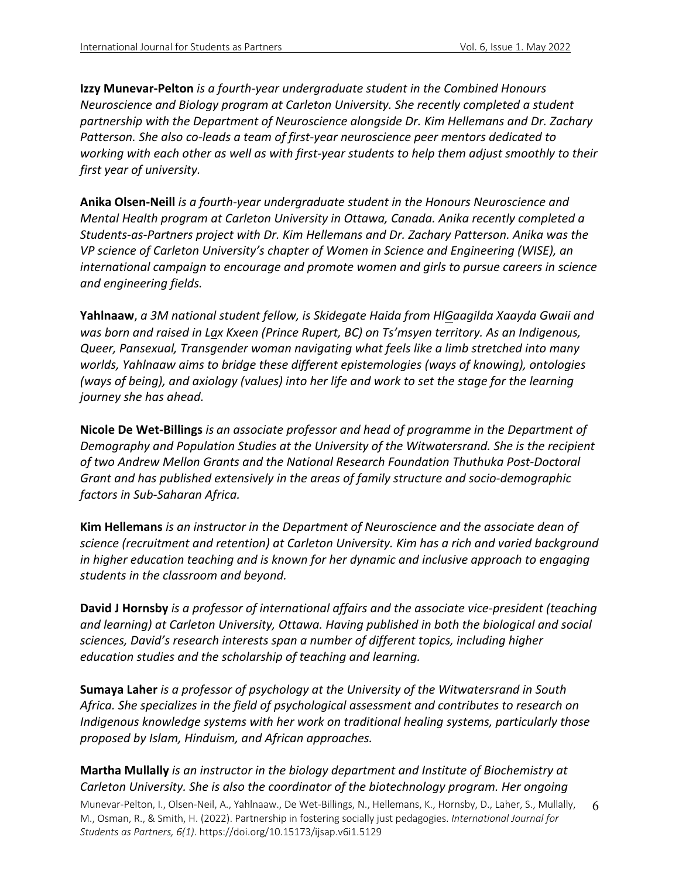**Izzy Munevar-Pelton** *is a fourth-year undergraduate student in the Combined Honours Neuroscience and Biology program at Carleton University. She recently completed a student partnership with the Department of Neuroscience alongside Dr. Kim Hellemans and Dr. Zachary Patterson. She also co-leads a team of first-year neuroscience peer mentors dedicated to working with each other as well as with first-year students to help them adjust smoothly to their first year of university.*

**Anika Olsen-Neill** *is a fourth-year undergraduate student in the Honours Neuroscience and Mental Health program at Carleton University in Ottawa, Canada. Anika recently completed a Students-as-Partners project with Dr. Kim Hellemans and Dr. Zachary Patterson. Anika was the VP science of Carleton University's chapter of Women in Science and Engineering (WISE), an international campaign to encourage and promote women and girls to pursue careers in science and engineering fields.*

**Yahlnaaw**, *a 3M national student fellow, is Skidegate Haida from HlGaagilda Xaayda Gwaii and was born and raised in Lax Kxeen (Prince Rupert, BC) on Ts'msyen territory. As an Indigenous, Queer, Pansexual, Transgender woman navigating what feels like a limb stretched into many worlds, Yahlnaaw aims to bridge these different epistemologies (ways of knowing), ontologies (ways of being), and axiology (values) into her life and work to set the stage for the learning journey she has ahead.*

**Nicole De Wet-Billings** *is an associate professor and head of programme in the Department of Demography and Population Studies at the University of the Witwatersrand. She is the recipient of two Andrew Mellon Grants and the National Research Foundation Thuthuka Post-Doctoral Grant and has published extensively in the areas of family structure and socio-demographic factors in Sub-Saharan Africa.*

**Kim Hellemans** *is an instructor in the Department of Neuroscience and the associate dean of science (recruitment and retention) at Carleton University. Kim has a rich and varied background in higher education teaching and is known for her dynamic and inclusive approach to engaging students in the classroom and beyond.*

**David J Hornsby** *is a professor of international affairs and the associate vice-president (teaching and learning) at Carleton University, Ottawa. Having published in both the biological and social sciences, David's research interests span a number of different topics, including higher education studies and the scholarship of teaching and learning.*

**Sumaya Laher** *is a professor of psychology at the University of the Witwatersrand in South Africa. She specializes in the field of psychological assessment and contributes to research on Indigenous knowledge systems with her work on traditional healing systems, particularly those proposed by Islam, Hinduism, and African approaches.*

**Martha Mullally** *is an instructor in the biology department and Institute of Biochemistry at Carleton University. She is also the coordinator of the biotechnology program. Her ongoing*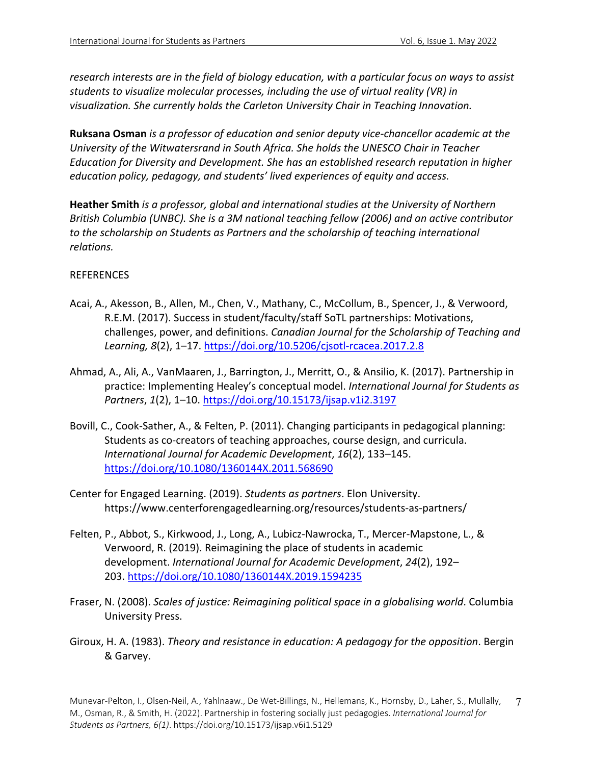*research interests are in the field of biology education, with a particular focus on ways to assist students to visualize molecular processes, including the use of virtual reality (VR) in visualization. She currently holds the Carleton University Chair in Teaching Innovation.*

**Ruksana Osman** *is a professor of education and senior deputy vice-chancellor academic at the University of the Witwatersrand in South Africa. She holds the UNESCO Chair in Teacher Education for Diversity and Development. She has an established research reputation in higher education policy, pedagogy, and students' lived experiences of equity and access.*

**Heather Smith** *is a professor, global and international studies at the University of Northern British Columbia (UNBC). She is a 3M national teaching fellow (2006) and an active contributor to the scholarship on Students as Partners and the scholarship of teaching international relations.*

REFERENCES

Acai, A., Akesson, B., Allen, M., Chen, V., Mathany, C., McCollum, B., Spencer, J., & Verwoord, R.E.M. (2017). Success in student/faculty/staff SoTL partnerships: Motivations, challenges, power, and definitions. *Canadian Journal for the Scholarship of Teaching and Learning, 8*(2), 1–17. https://doi.org/10.5206/cjsotl-rcacea.2017.2.8

Ahmad, A., Ali, A., VanMaaren, J., Barrington, J., Merritt, O., & Ansilio, K. (2017). Partnership in practice: Implementing Healey's conceptual model. *International Journal for Students as Partners*, *1*(2), 1–10. https://doi.org/10.15173/ijsap.v1i2.3197

Bovill, C., Cook-Sather, A., & Felten, P. (2011). Changing participants in pedagogical planning: Students as co-creators of teaching approaches, course design, and curricula. *International Journal for Academic Development*, *16*(2), 133–145. https://doi.org/10.1080/1360144X.2011.568690

Center for Engaged Learning. (2019). *Students as partners*. Elon University. https://www.centerforengagedlearning.org/resources/students-as-partners/

Felten, P., Abbot, S., Kirkwood, J., Long, A., Lubicz-Nawrocka, T., Mercer-Mapstone, L., & Verwoord, R. (2019). Reimagining the place of students in academic development. *International Journal for Academic Development*, *24*(2), 192–203. https://doi.org/10.1080/1360144X.2019.1594235

Fraser, N. (2008). *Scales of justice: Reimagining political space in a globalising world*. Columbia University Press.

Giroux, H. A. (1983). *Theory and resistance in education: A pedagogy for the opposition*. Bergin & Garvey.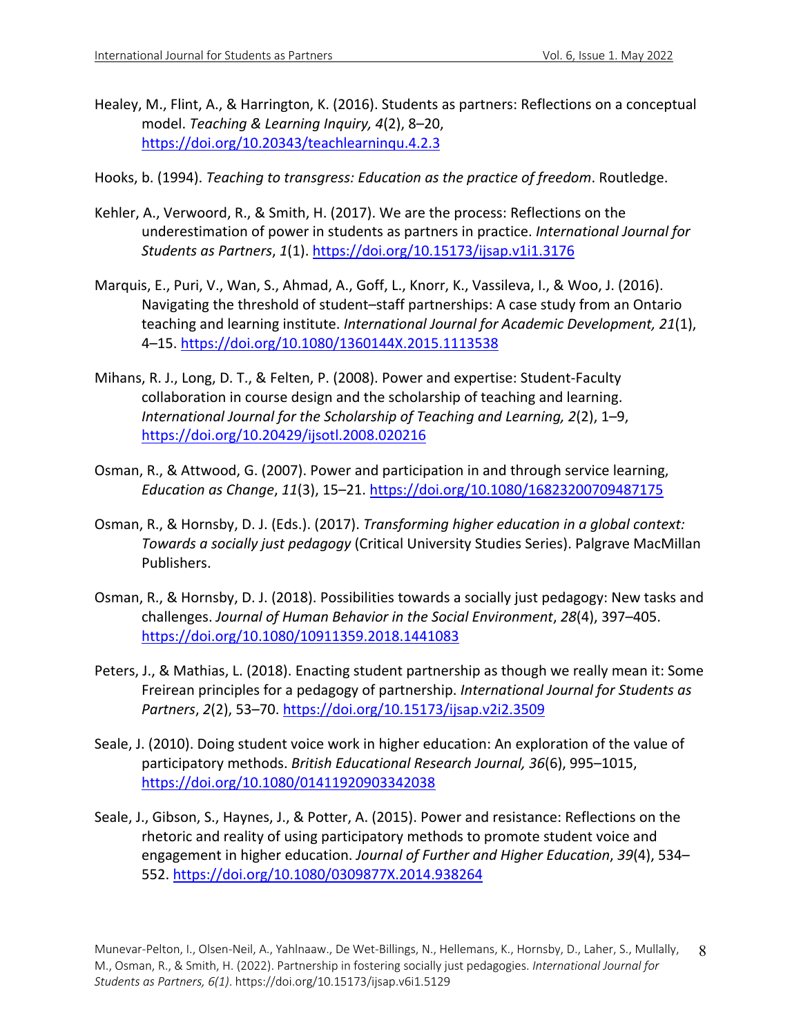Healey, M., Flint, A., & Harrington, K. (2016). Students as partners: Reflections on a conceptual model. *Teaching & Learning Inquiry, 4*(2), 8–20, https://doi.org/10.20343/teachlearninqu.4.2.3

Hooks, b. (1994). *Teaching to transgress: Education as the practice of freedom*. Routledge.

Kehler, A., Verwoord, R., & Smith, H. (2017). We are the process: Reflections on the underestimation of power in students as partners in practice. *International Journal for Students as Partners*, *1*(1). https://doi.org/10.15173/ijsap.v1i1.3176

Marquis, E., Puri, V., Wan, S., Ahmad, A., Goff, L., Knorr, K., Vassileva, I., & Woo, J. (2016). Navigating the threshold of student–staff partnerships: A case study from an Ontario teaching and learning institute. *International Journal for Academic Development, 21*(1), 4–15. https://doi.org/10.1080/1360144X.2015.1113538

Mihans, R. J., Long, D. T., & Felten, P. (2008). Power and expertise: Student-Faculty collaboration in course design and the scholarship of teaching and learning. *International Journal for the Scholarship of Teaching and Learning, 2*(2), 1–9, https://doi.org/10.20429/ijsotl.2008.020216

Osman, R., & Attwood, G. (2007). Power and participation in and through service learning, *Education as Change*, *11*(3), 15–21. https://doi.org/10.1080/16823200709487175

Osman, R., & Hornsby, D. J. (Eds.). (2017). *Transforming higher education in a global context: Towards a socially just pedagogy* (Critical University Studies Series). Palgrave MacMillan Publishers.

Osman, R., & Hornsby, D. J. (2018). Possibilities towards a socially just pedagogy: New tasks and challenges. *Journal of Human Behavior in the Social Environment*, *28*(4), 397–405. https://doi.org/10.1080/10911359.2018.1441083

Peters, J., & Mathias, L. (2018). Enacting student partnership as though we really mean it: Some Freirean principles for a pedagogy of partnership. *International Journal for Students as Partners*, *2*(2), 53–70. https://doi.org/10.15173/ijsap.v2i2.3509

Seale, J. (2010). Doing student voice work in higher education: An exploration of the value of participatory methods. *British Educational Research Journal, 36*(6), 995–1015, https://doi.org/10.1080/01411920903342038

Seale, J., Gibson, S., Haynes, J., & Potter, A. (2015). Power and resistance: Reflections on the rhetoric and reality of using participatory methods to promote student voice and engagement in higher education. *Journal of Further and Higher Education*, *39*(4), 534–552. https://doi.org/10.1080/0309877X.2014.938264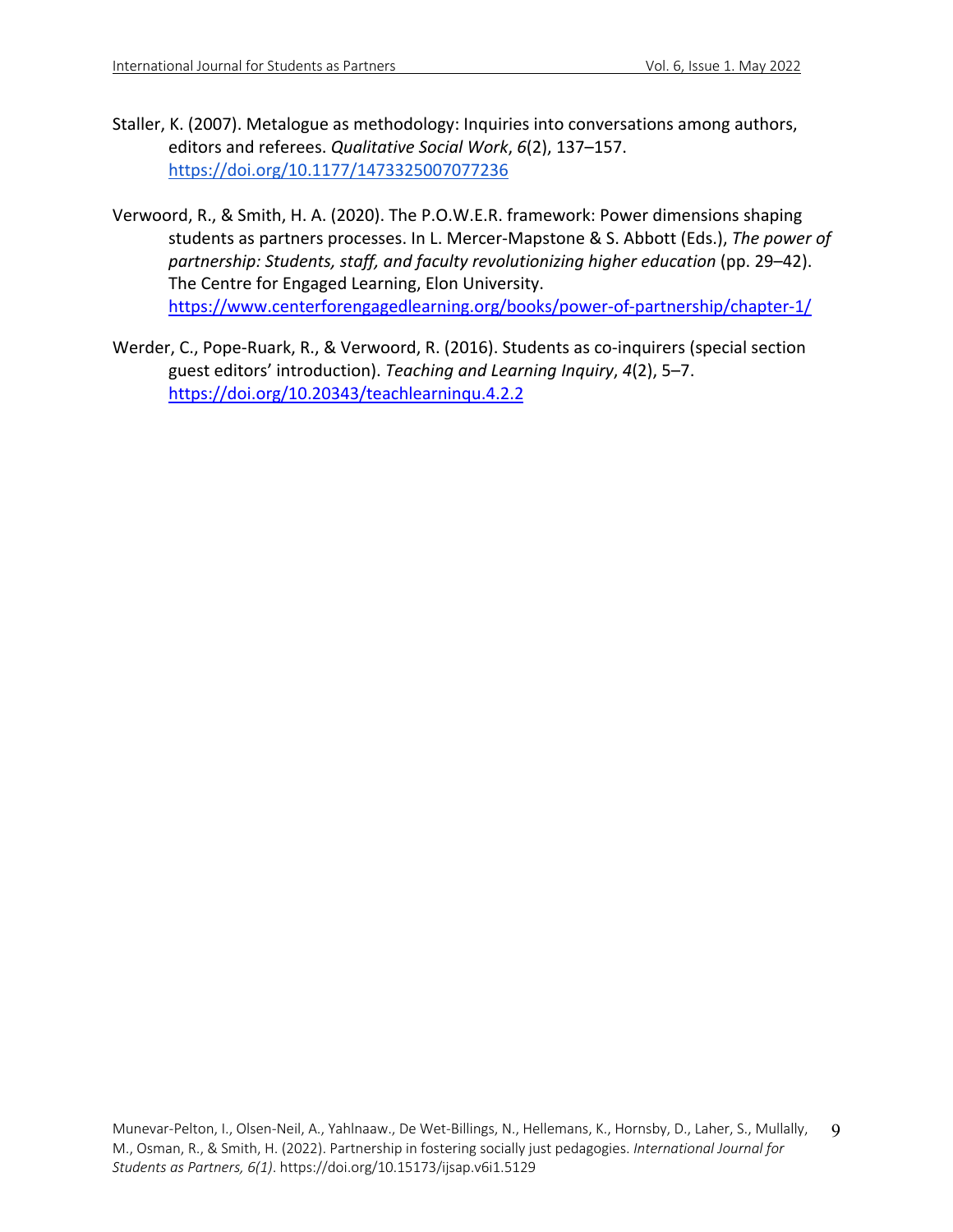Staller, K. (2007). Metalogue as methodology: Inquiries into conversations among authors, editors and referees. *Qualitative Social Work*, *6*(2), 137–157. https://doi.org/10.1177/1473325007077236

Verwoord, R., & Smith, H. A. (2020). The P.O.W.E.R. framework: Power dimensions shaping students as partners processes. In L. Mercer-Mapstone & S. Abbott (Eds.), *The power of partnership: Students, staff, and faculty revolutionizing higher education* (pp. 29–42). The Centre for Engaged Learning, Elon University. https://www.centerforengagedlearning.org/books/power-of-partnership/chapter-1/

Werder, C., Pope-Ruark, R., & Verwoord, R. (2016). Students as co-inquirers (special section guest editors' introduction). *Teaching and Learning Inquiry*, *4*(2), 5–7. https://doi.org/10.20343/teachlearninqu.4.2.2